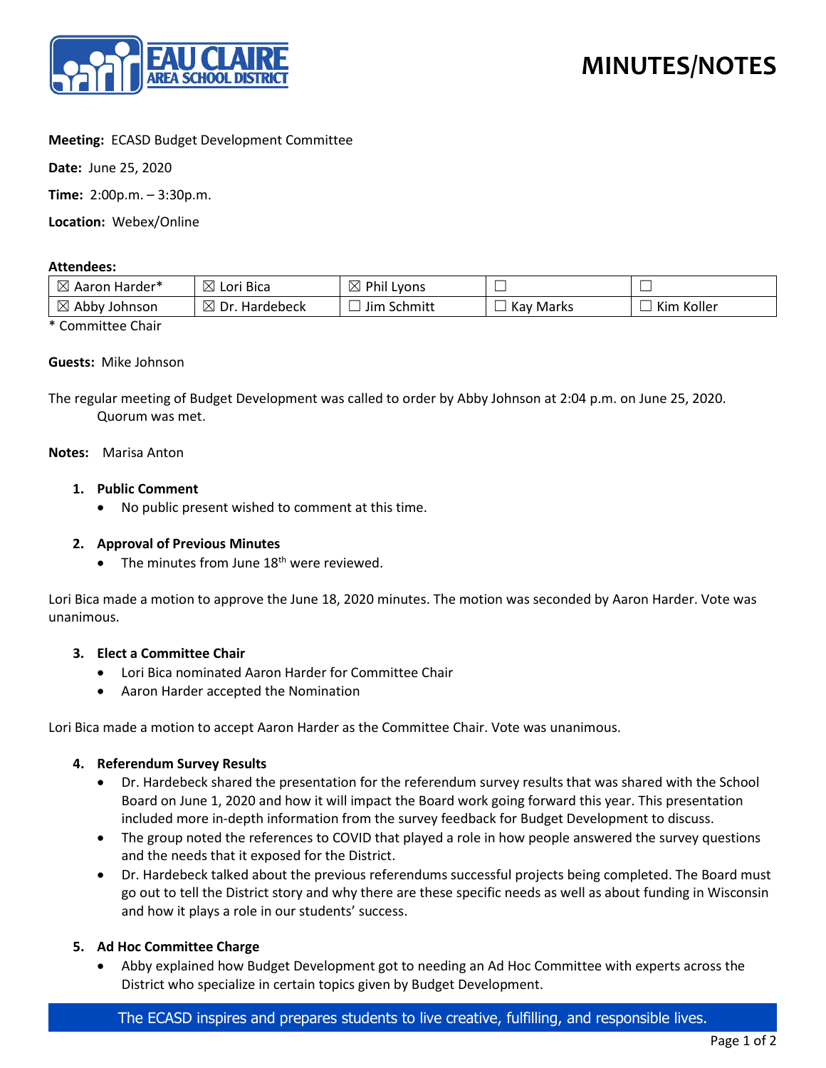# MINUTES/NOTES

**Meeting:** ECASD Budget Development Committee

**Date:** June 25, 2020

**Time:** 2:00p.m. – 3:30p.m.

**Location:** Webex/Online

**Attendees:**

| | | | | |
|---|---|---|---|---|
| ☒ Aaron Harder* | ☒ Lori Bica | ☒ Phil Lyons | ☐ | ☐ |
| ☒ Abby Johnson | ☒ Dr. Hardebeck | ☐ Jim Schmitt | ☐ Kay Marks | ☐ Kim Koller |

\* Committee Chair

**Guests:** Mike Johnson

The regular meeting of Budget Development was called to order by Abby Johnson at 2:04 p.m. on June 25, 2020. Quorum was met.

**Notes:** Marisa Anton

1. **Public Comment**
   - No public present wished to comment at this time.

2. **Approval of Previous Minutes**
   - The minutes from June 18th were reviewed.

Lori Bica made a motion to approve the June 18, 2020 minutes. The motion was seconded by Aaron Harder. Vote was unanimous.

3. **Elect a Committee Chair**
   - Lori Bica nominated Aaron Harder for Committee Chair
   - Aaron Harder accepted the Nomination

Lori Bica made a motion to accept Aaron Harder as the Committee Chair. Vote was unanimous.

4. **Referendum Survey Results**
   - Dr. Hardebeck shared the presentation for the referendum survey results that was shared with the School Board on June 1, 2020 and how it will impact the Board work going forward this year. This presentation included more in-depth information from the survey feedback for Budget Development to discuss.
   - The group noted the references to COVID that played a role in how people answered the survey questions and the needs that it exposed for the District.
   - Dr. Hardebeck talked about the previous referendums successful projects being completed. The Board must go out to tell the District story and why there are these specific needs as well as about funding in Wisconsin and how it plays a role in our students' success.

5. **Ad Hoc Committee Charge**
   - Abby explained how Budget Development got to needing an Ad Hoc Committee with experts across the District who specialize in certain topics given by Budget Development.

The ECASD inspires and prepares students to live creative, fulfilling, and responsible lives.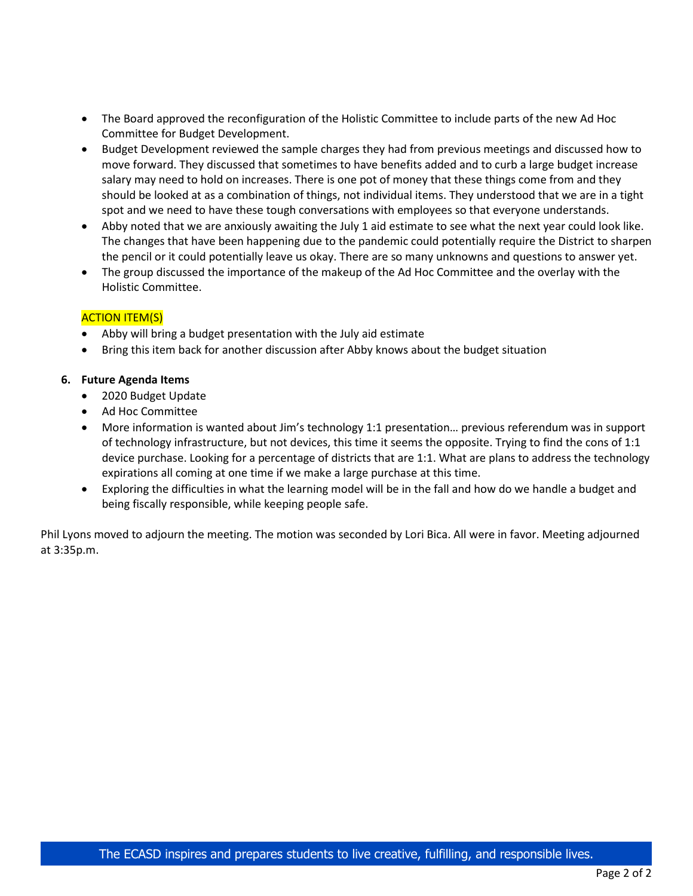- The Board approved the reconfiguration of the Holistic Committee to include parts of the new Ad Hoc Committee for Budget Development.
- Budget Development reviewed the sample charges they had from previous meetings and discussed how to move forward. They discussed that sometimes to have benefits added and to curb a large budget increase salary may need to hold on increases. There is one pot of money that these things come from and they should be looked at as a combination of things, not individual items. They understood that we are in a tight spot and we need to have these tough conversations with employees so that everyone understands.
- Abby noted that we are anxiously awaiting the July 1 aid estimate to see what the next year could look like. The changes that have been happening due to the pandemic could potentially require the District to sharpen the pencil or it could potentially leave us okay. There are so many unknowns and questions to answer yet.
- The group discussed the importance of the makeup of the Ad Hoc Committee and the overlay with the Holistic Committee.

ACTION ITEM(S)

- Abby will bring a budget presentation with the July aid estimate
- Bring this item back for another discussion after Abby knows about the budget situation

**6. Future Agenda Items**

- 2020 Budget Update
- Ad Hoc Committee
- More information is wanted about Jim's technology 1:1 presentation… previous referendum was in support of technology infrastructure, but not devices, this time it seems the opposite. Trying to find the cons of 1:1 device purchase. Looking for a percentage of districts that are 1:1. What are plans to address the technology expirations all coming at one time if we make a large purchase at this time.
- Exploring the difficulties in what the learning model will be in the fall and how do we handle a budget and being fiscally responsible, while keeping people safe.

Phil Lyons moved to adjourn the meeting. The motion was seconded by Lori Bica. All were in favor. Meeting adjourned at 3:35p.m.

The ECASD inspires and prepares students to live creative, fulfilling, and responsible lives.